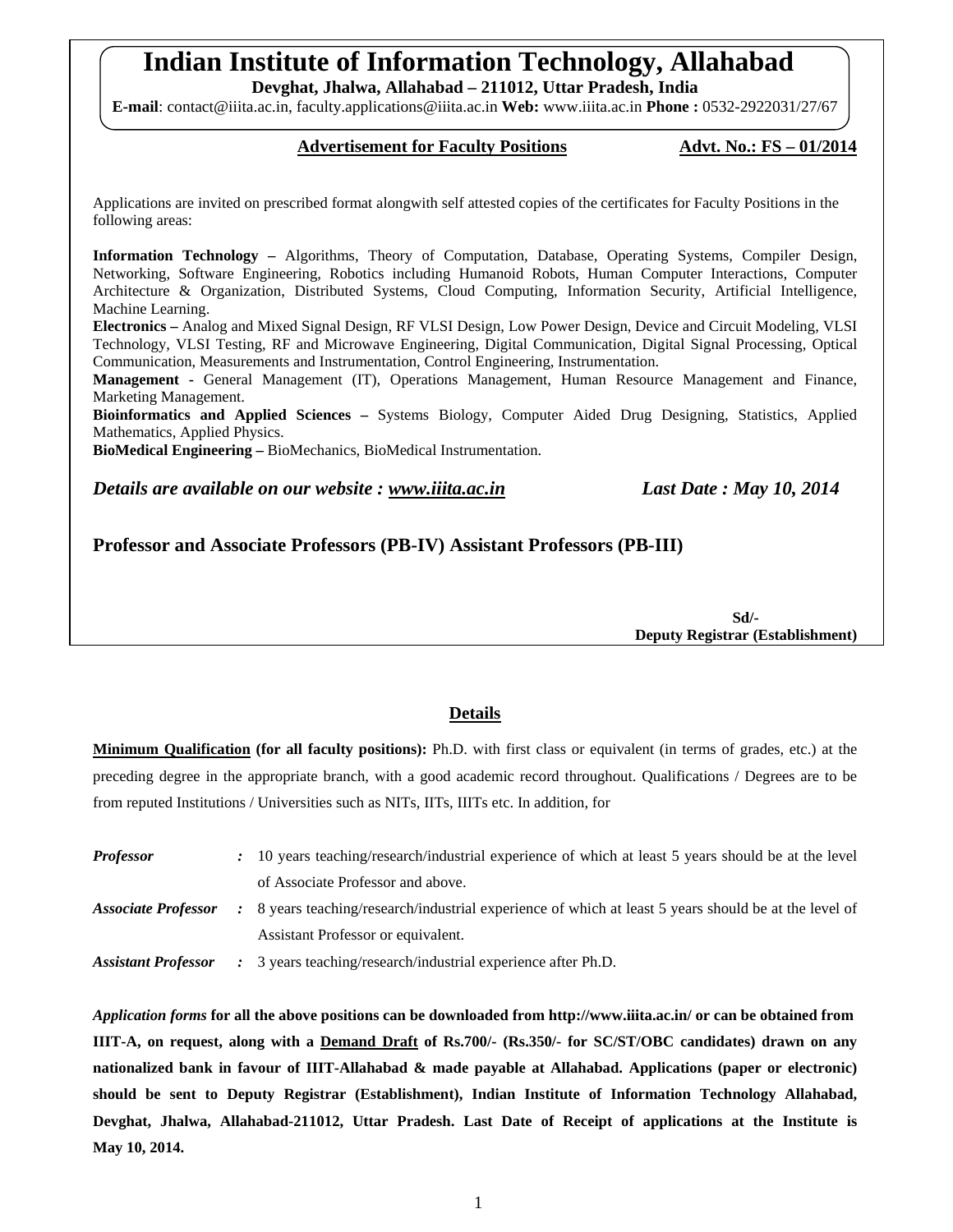# Indian Institute of Information Technology, Allahabad

**Devghat, Jhalwa, Allahabad – 211012, Uttar Pradesh, India**

**E-mail**: contact@iiita.ac.in, faculty.applications@iiita.ac.in **Web:** www.iiita.ac.in **Phone :** 0532-2922031/27/67

**Advertisement for Faculty Positions** **Advt. No.: FS – 01/2014**

Applications are invited on prescribed format alongwith self attested copies of the certificates for Faculty Positions in the following areas:

**Information Technology –** Algorithms, Theory of Computation, Database, Operating Systems, Compiler Design, Networking, Software Engineering, Robotics including Humanoid Robots, Human Computer Interactions, Computer Architecture & Organization, Distributed Systems, Cloud Computing, Information Security, Artificial Intelligence, Machine Learning.

**Electronics –** Analog and Mixed Signal Design, RF VLSI Design, Low Power Design, Device and Circuit Modeling, VLSI Technology, VLSI Testing, RF and Microwave Engineering, Digital Communication, Digital Signal Processing, Optical Communication, Measurements and Instrumentation, Control Engineering, Instrumentation.

**Management -** General Management (IT), Operations Management, Human Resource Management and Finance, Marketing Management.

**Bioinformatics and Applied Sciences –** Systems Biology, Computer Aided Drug Designing, Statistics, Applied Mathematics, Applied Physics.

**BioMedical Engineering –** BioMechanics, BioMedical Instrumentation.

***Details are available on our website : www.iiita.ac.in*** ***Last Date : May 10, 2014***

**Professor and Associate Professors (PB-IV) Assistant Professors (PB-III)**

**Sd/-**
**Deputy Registrar (Establishment)**

## Details

**Minimum Qualification (for all faculty positions):** Ph.D. with first class or equivalent (in terms of grades, etc.) at the preceding degree in the appropriate branch, with a good academic record throughout. Qualifications / Degrees are to be from reputed Institutions / Universities such as NITs, IITs, IIITs etc. In addition, for

***Professor*** **:** 10 years teaching/research/industrial experience of which at least 5 years should be at the level of Associate Professor and above.

***Associate Professor*** **:** 8 years teaching/research/industrial experience of which at least 5 years should be at the level of Assistant Professor or equivalent.

***Assistant Professor*** **:** 3 years teaching/research/industrial experience after Ph.D.

***Application forms*** **for all the above positions can be downloaded from http://www.iiita.ac.in/ or can be obtained from IIIT-A, on request, along with a Demand Draft of Rs.700/- (Rs.350/- for SC/ST/OBC candidates) drawn on any nationalized bank in favour of IIIT-Allahabad & made payable at Allahabad. Applications (paper or electronic) should be sent to Deputy Registrar (Establishment), Indian Institute of Information Technology Allahabad, Devghat, Jhalwa, Allahabad-211012, Uttar Pradesh. Last Date of Receipt of applications at the Institute is May 10, 2014.**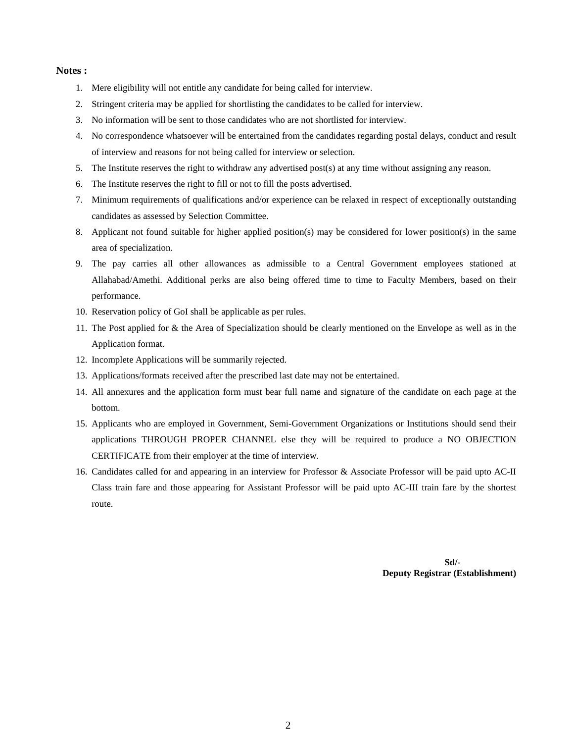**Notes :**

1. Mere eligibility will not entitle any candidate for being called for interview.
2. Stringent criteria may be applied for shortlisting the candidates to be called for interview.
3. No information will be sent to those candidates who are not shortlisted for interview.
4. No correspondence whatsoever will be entertained from the candidates regarding postal delays, conduct and result of interview and reasons for not being called for interview or selection.
5. The Institute reserves the right to withdraw any advertised post(s) at any time without assigning any reason.
6. The Institute reserves the right to fill or not to fill the posts advertised.
7. Minimum requirements of qualifications and/or experience can be relaxed in respect of exceptionally outstanding candidates as assessed by Selection Committee.
8. Applicant not found suitable for higher applied position(s) may be considered for lower position(s) in the same area of specialization.
9. The pay carries all other allowances as admissible to a Central Government employees stationed at Allahabad/Amethi. Additional perks are also being offered time to time to Faculty Members, based on their performance.
10. Reservation policy of GoI shall be applicable as per rules.
11. The Post applied for & the Area of Specialization should be clearly mentioned on the Envelope as well as in the Application format.
12. Incomplete Applications will be summarily rejected.
13. Applications/formats received after the prescribed last date may not be entertained.
14. All annexures and the application form must bear full name and signature of the candidate on each page at the bottom.
15. Applicants who are employed in Government, Semi-Government Organizations or Institutions should send their applications THROUGH PROPER CHANNEL else they will be required to produce a NO OBJECTION CERTIFICATE from their employer at the time of interview.
16. Candidates called for and appearing in an interview for Professor & Associate Professor will be paid upto AC-II Class train fare and those appearing for Assistant Professor will be paid upto AC-III train fare by the shortest route.

**Sd/-**
**Deputy Registrar (Establishment)**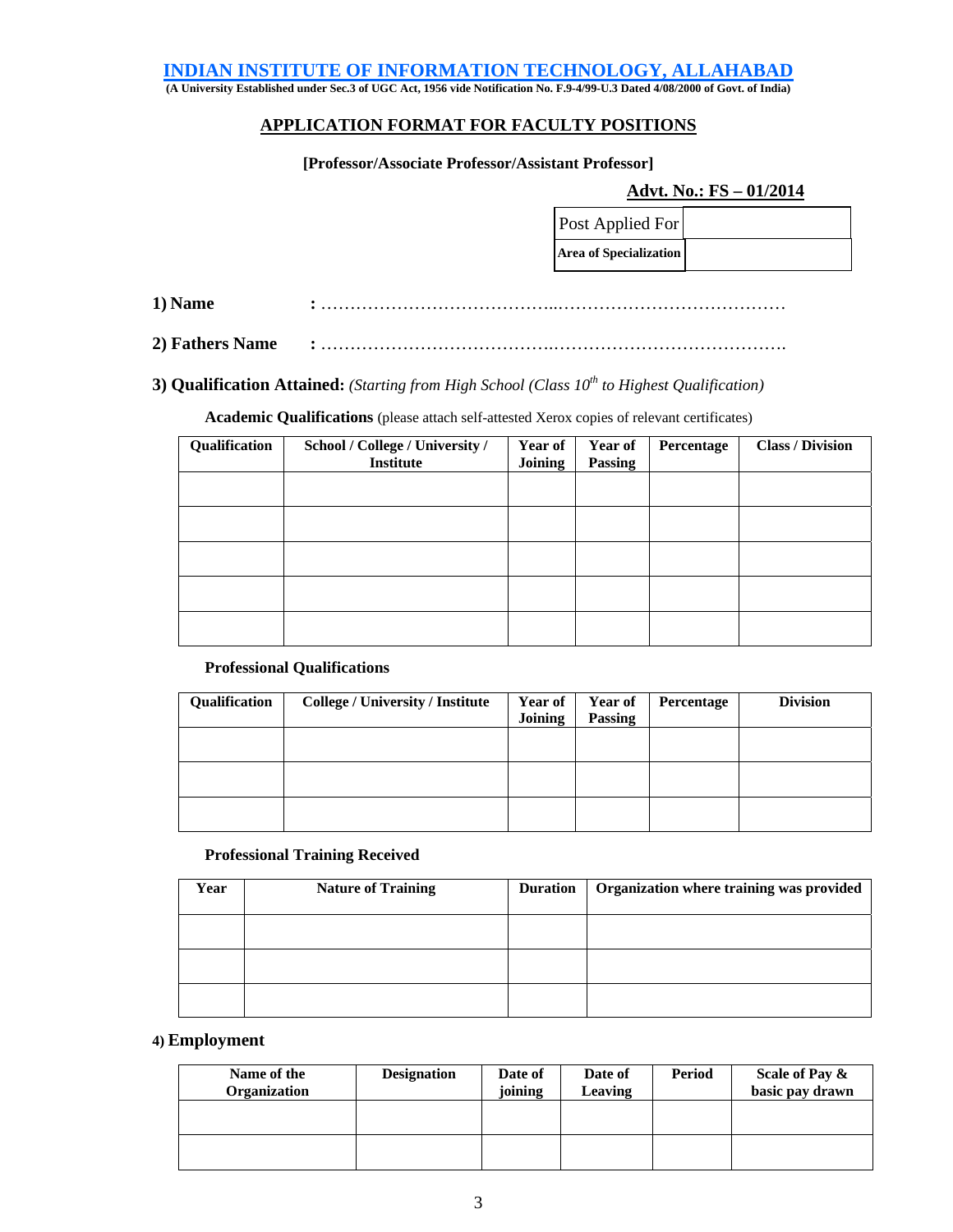# INDIAN INSTITUTE OF INFORMATION TECHNOLOGY, ALLAHABAD

**(A University Established under Sec.3 of UGC Act, 1956 vide Notification No. F.9-4/99-U.3 Dated 4/08/2000 of Govt. of India)**

## APPLICATION FORMAT FOR FACULTY POSITIONS

**[Professor/Associate Professor/Assistant Professor]**

**Advt. No.: FS – 01/2014**

| Post Applied For | |
|---|---|
| **Area of Specialization** | |

**1) Name** **:** ………………………………...…………………………………

**2) Fathers Name** **:** ……………………………….………………………………….

**3) Qualification Attained:** *(Starting from High School (Class 10th to Highest Qualification)*

**Academic Qualifications** (please attach self-attested Xerox copies of relevant certificates)

| Qualification | School / College / University / Institute | Year of Joining | Year of Passing | Percentage | Class / Division |
|---|---|---|---|---|---|
| | | | | | |
| | | | | | |
| | | | | | |
| | | | | | |
| | | | | | |

**Professional Qualifications**

| Qualification | College / University / Institute | Year of Joining | Year of Passing | Percentage | Division |
|---|---|---|---|---|---|
| | | | | | |
| | | | | | |
| | | | | | |

**Professional Training Received**

| Year | Nature of Training | Duration | Organization where training was provided |
|---|---|---|---|
| | | | |
| | | | |
| | | | |

**4) Employment**

| Name of the Organization | Designation | Date of joining | Date of Leaving | Period | Scale of Pay & basic pay drawn |
|---|---|---|---|---|---|
| | | | | | |
| | | | | | |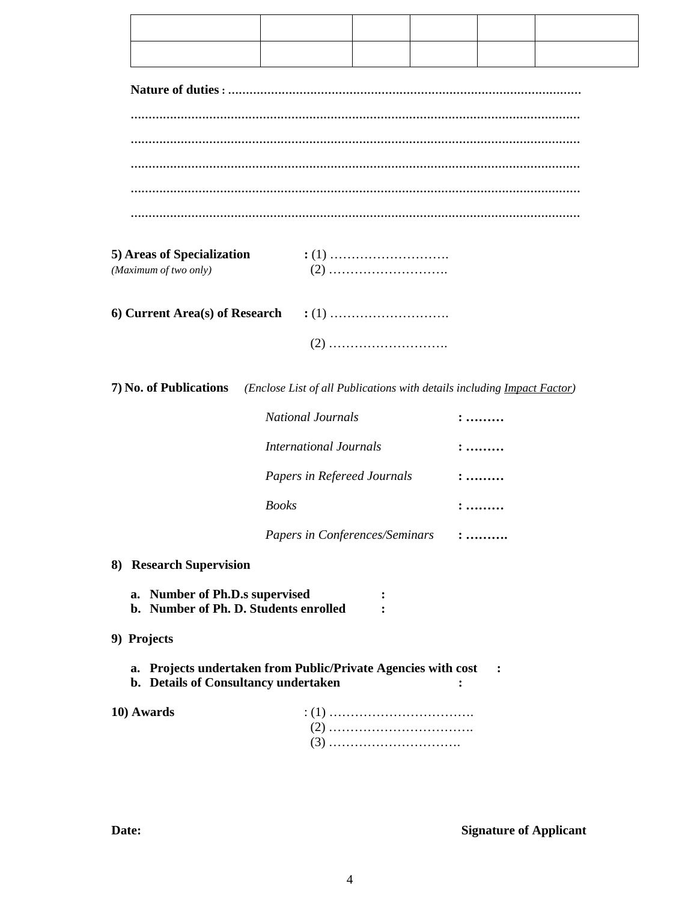| | | | | | |
|---|---|---|---|---|---|
| | | | | | |

**Nature of duties :** ………………………………………………………………………………………

………………………………………………………………………………………………………

………………………………………………………………………………………………………

………………………………………………………………………………………………………

………………………………………………………………………………………………………

………………………………………………………………………………………………………

**5) Areas of Specialization** **:** (1) ……………………….
*(Maximum of two only)* (2) ……………………….

**6) Current Area(s) of Research** **:** (1) ……………………….

(2) ……………………….

**7) No. of Publications** *(Enclose List of all Publications with details including* *Impact Factor)*

*National Journals* **: ………**

*International Journals* **: ………**

*Papers in Refereed Journals* **: ………**

*Books* **: ………**

*Papers in Conferences/Seminars* **: ……….**

**8) Research Supervision**

a. **Number of Ph.D.s supervised :**
b. **Number of Ph. D. Students enrolled :**

**9) Projects**

a. **Projects undertaken from Public/Private Agencies with cost :**
b. **Details of Consultancy undertaken :**

**10) Awards** : (1) …………………………….
(2) …………………………….
(3) ………………………….

**Date:** **Signature of Applicant**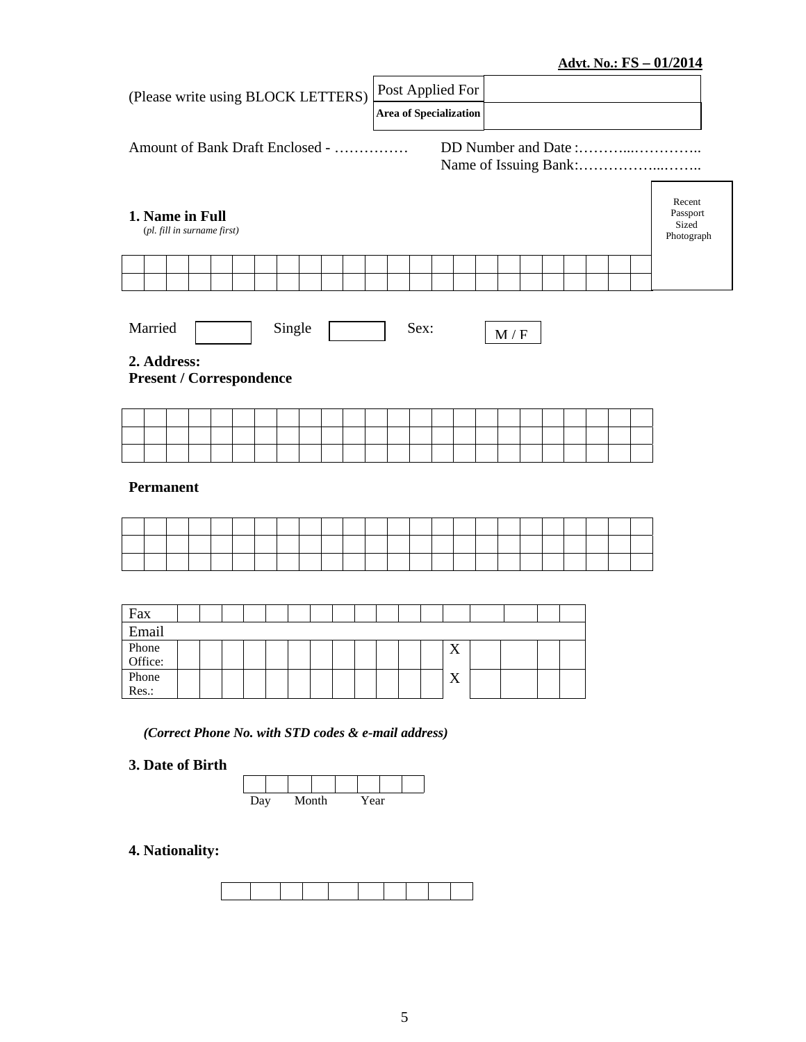**Advt. No.: FS – 01/2014**

(Please write using BLOCK LETTERS)

| Post Applied For | |
|---|---|
| **Area of Specialization** | |

Amount of Bank Draft Enclosed - ……………

DD Number and Date :………...…………..
Name of Issuing Bank:……………...……..

Recent Passport Sized Photograph

**1. Name in Full**
(*pl. fill in surname first*)

| | | | | | | | | | | | | | | | | | | | | | | | |
|---|---|---|---|---|---|---|---|---|---|---|---|---|---|---|---|---|---|---|---|---|---|---|---|
| | | | | | | | | | | | | | | | | | | | | | | | |

Married [ ] Single [ ] Sex: M / F

**2. Address:**
**Present / Correspondence**

| | | | | | | | | | | | | | | | | | | | | | | | |
|---|---|---|---|---|---|---|---|---|---|---|---|---|---|---|---|---|---|---|---|---|---|---|---|
| | | | | | | | | | | | | | | | | | | | | | | | |
| | | | | | | | | | | | | | | | | | | | | | | | |

**Permanent**

| | | | | | | | | | | | | | | | | | | | | | | | |
|---|---|---|---|---|---|---|---|---|---|---|---|---|---|---|---|---|---|---|---|---|---|---|---|
| | | | | | | | | | | | | | | | | | | | | | | | |
| | | | | | | | | | | | | | | | | | | | | | | | |

| Fax | | | | | | | | | | | | | | | | | |
|---|---|---|---|---|---|---|---|---|---|---|---|---|---|---|---|---|---|
| Email | | | | | | | | | | | | | | | | | |
| Phone Office: | | | | | | | | | | | | | X | | | | |
| Phone Res.: | | | | | | | | | | | | | X | | | | |

*(Correct Phone No. with STD codes & e-mail address)*

**3. Date of Birth**

| | | | | | | | |
|---|---|---|---|---|---|---|---|
| Day | | Month | | Year | | | |

**4. Nationality:**

| | | | | | | | | | |
|---|---|---|---|---|---|---|---|---|---|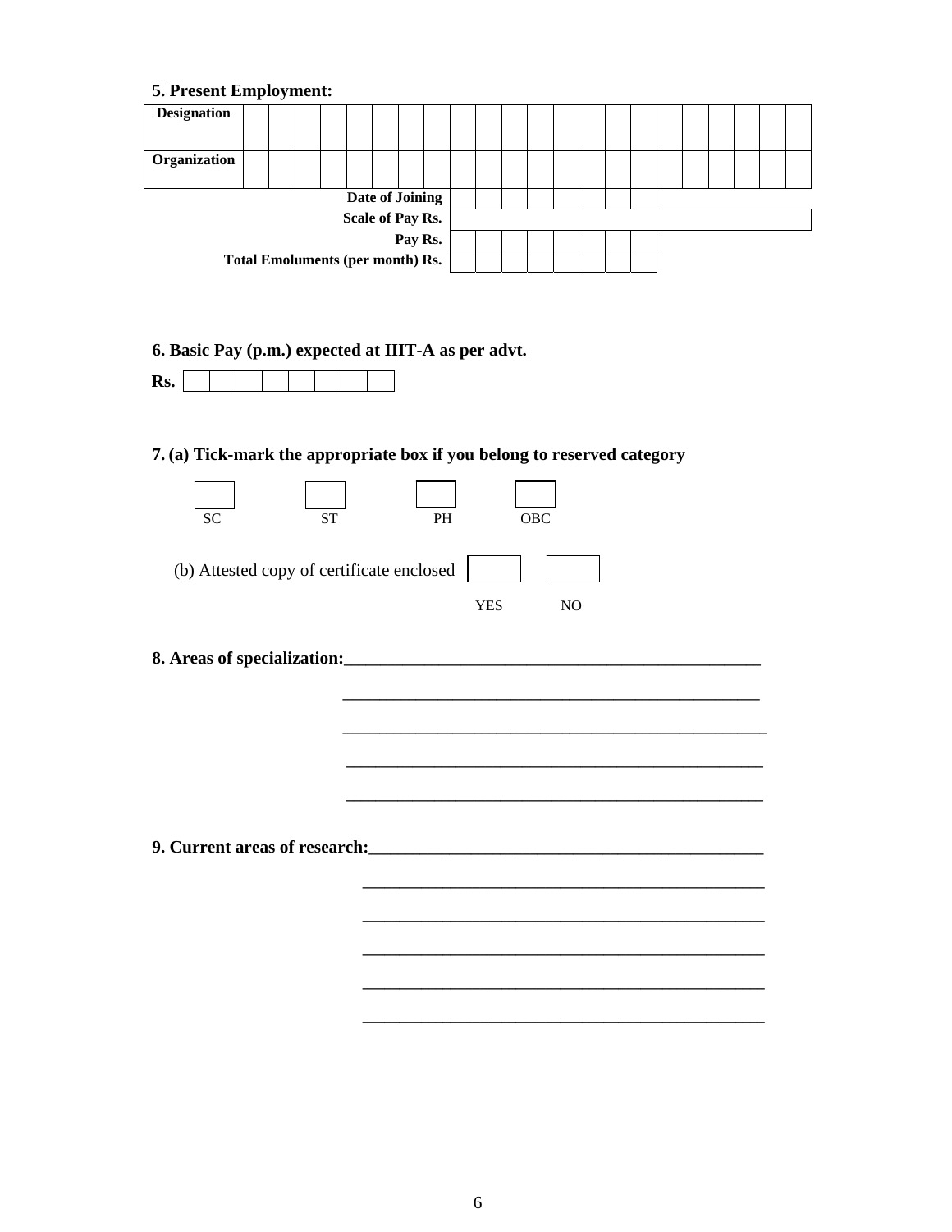**5. Present Employment:**

| | |
|---|---|
| **Designation** | |
| **Organization** | |

**Date of Joining**

**Scale of Pay Rs.**

**Pay Rs.**

**Total Emoluments (per month) Rs.**

**6. Basic Pay (p.m.) expected at IIIT-A as per advt.**

**Rs.**

**7. (a) Tick-mark the appropriate box if you belong to reserved category**

SC ST PH OBC

(b) Attested copy of certificate enclosed

YES NO

**8. Areas of specialization:**\_\_\_\_\_\_\_\_\_\_\_\_\_\_\_\_\_\_\_\_\_\_\_\_\_\_\_\_\_\_\_\_\_\_\_\_\_\_\_\_\_\_\_\_\_\_\_\_

\_\_\_\_\_\_\_\_\_\_\_\_\_\_\_\_\_\_\_\_\_\_\_\_\_\_\_\_\_\_\_\_\_\_\_\_\_\_\_\_\_\_\_\_\_\_\_\_

\_\_\_\_\_\_\_\_\_\_\_\_\_\_\_\_\_\_\_\_\_\_\_\_\_\_\_\_\_\_\_\_\_\_\_\_\_\_\_\_\_\_\_\_\_\_\_\_

\_\_\_\_\_\_\_\_\_\_\_\_\_\_\_\_\_\_\_\_\_\_\_\_\_\_\_\_\_\_\_\_\_\_\_\_\_\_\_\_\_\_\_\_\_\_\_\_

\_\_\_\_\_\_\_\_\_\_\_\_\_\_\_\_\_\_\_\_\_\_\_\_\_\_\_\_\_\_\_\_\_\_\_\_\_\_\_\_\_\_\_\_\_\_\_\_

**9. Current areas of research:**\_\_\_\_\_\_\_\_\_\_\_\_\_\_\_\_\_\_\_\_\_\_\_\_\_\_\_\_\_\_\_\_\_\_\_\_\_\_\_\_\_\_\_\_\_\_

\_\_\_\_\_\_\_\_\_\_\_\_\_\_\_\_\_\_\_\_\_\_\_\_\_\_\_\_\_\_\_\_\_\_\_\_\_\_\_\_\_\_\_\_\_\_

\_\_\_\_\_\_\_\_\_\_\_\_\_\_\_\_\_\_\_\_\_\_\_\_\_\_\_\_\_\_\_\_\_\_\_\_\_\_\_\_\_\_\_\_\_\_

\_\_\_\_\_\_\_\_\_\_\_\_\_\_\_\_\_\_\_\_\_\_\_\_\_\_\_\_\_\_\_\_\_\_\_\_\_\_\_\_\_\_\_\_\_\_

\_\_\_\_\_\_\_\_\_\_\_\_\_\_\_\_\_\_\_\_\_\_\_\_\_\_\_\_\_\_\_\_\_\_\_\_\_\_\_\_\_\_\_\_\_\_

\_\_\_\_\_\_\_\_\_\_\_\_\_\_\_\_\_\_\_\_\_\_\_\_\_\_\_\_\_\_\_\_\_\_\_\_\_\_\_\_\_\_\_\_\_\_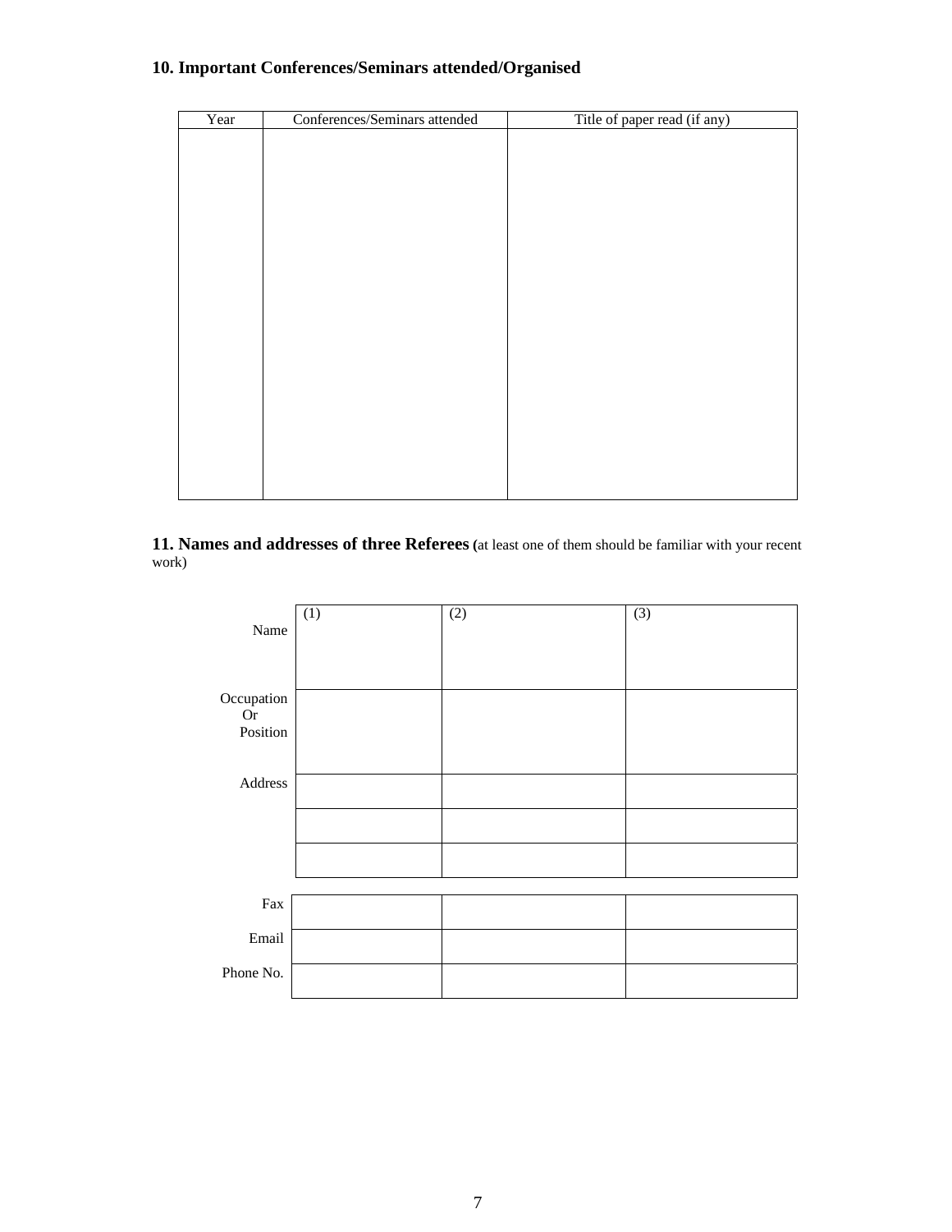### 10. Important Conferences/Seminars attended/Organised

| Year | Conferences/Seminars attended | Title of paper read (if any) |
|---|---|---|
| | | |

### 11. Names and addresses of three Referees (at least one of them should be familiar with your recent work)

| | (1) | (2) | (3) |
|---|---|---|---|
| Name | | | |
| Occupation Or Position | | | |
| Address | | | |
| | | | |
| | | | |
| Fax | | | |
| Email | | | |
| Phone No. | | | |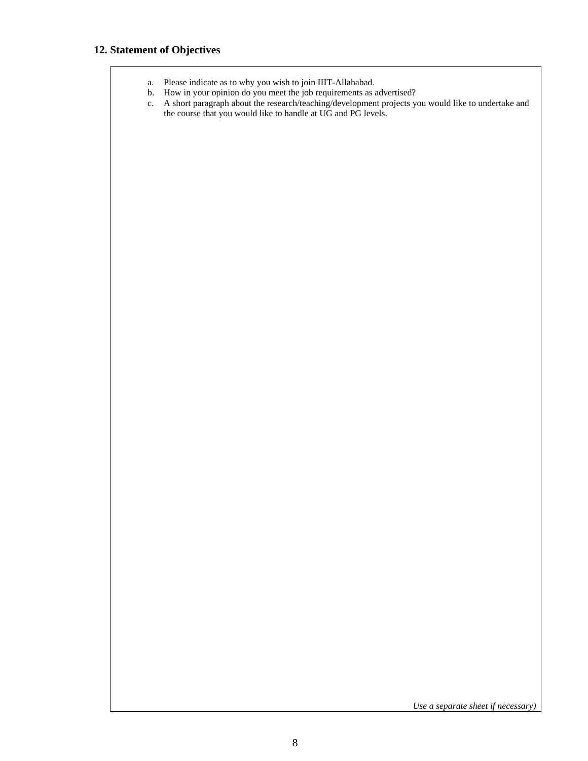## 12. Statement of Objectives

a. Please indicate as to why you wish to join IIIT-Allahabad.
b. How in your opinion do you meet the job requirements as advertised?
c. A short paragraph about the research/teaching/development projects you would like to undertake and the course that you would like to handle at UG and PG levels.

*Use a separate sheet if necessary)*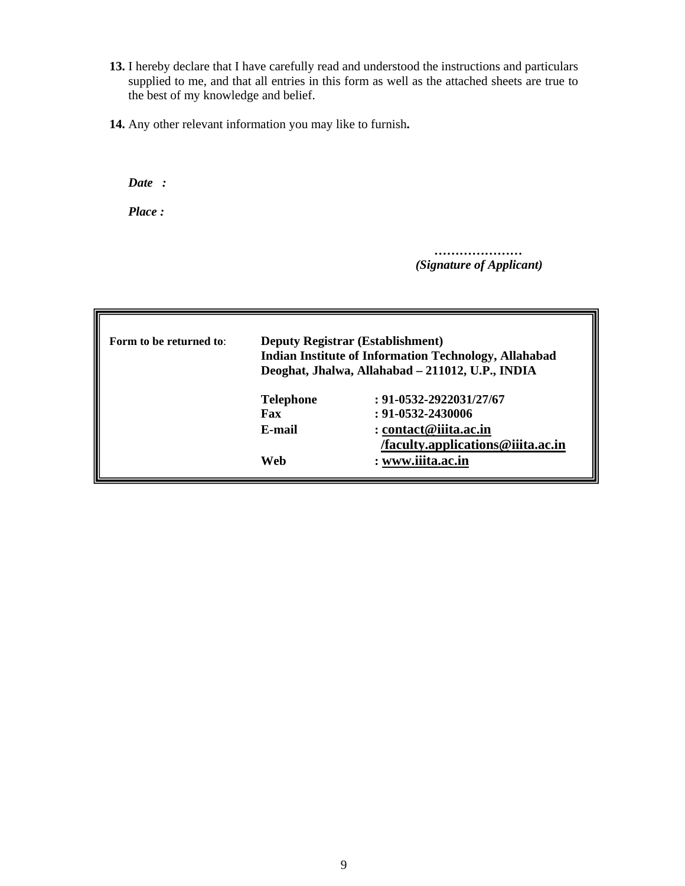**13.** I hereby declare that I have carefully read and understood the instructions and particulars supplied to me, and that all entries in this form as well as the attached sheets are true to the best of my knowledge and belief.

**14.** Any other relevant information you may like to furnish**.**

***Date :***

***Place :***

…………………
*(Signature of Applicant)*

| | | |
|---|---|---|
| **Form to be returned to**: | **Deputy Registrar (Establishment)**<br>**Indian Institute of Information Technology, Allahabad**<br>**Deoghat, Jhalwa, Allahabad – 211012, U.P., INDIA** | |
| | **Telephone** | **: 91-0532-2922031/27/67** |
| | **Fax** | **: 91-0532-2430006** |
| | **E-mail** | **: contact@iiita.ac.in /faculty.applications@iiita.ac.in** |
| | **Web** | **: www.iiita.ac.in** |